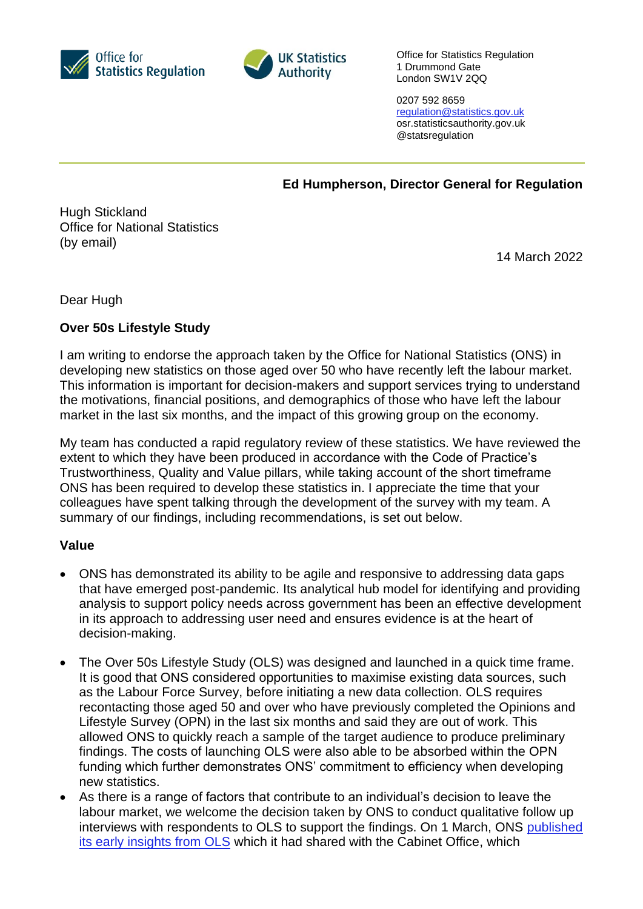Office for Statistics Regulation

UK Statistics Authority

Office for Statistics Regulation
1 Drummond Gate
London SW1V 2QQ

0207 592 8659
regulation@statistics.gov.uk
osr.statisticsauthority.gov.uk
@statsregulation

---

**Ed Humpherson, Director General for Regulation**

Hugh Stickland
Office for National Statistics
(by email)

14 March 2022

Dear Hugh

**Over 50s Lifestyle Study**

I am writing to endorse the approach taken by the Office for National Statistics (ONS) in developing new statistics on those aged over 50 who have recently left the labour market. This information is important for decision-makers and support services trying to understand the motivations, financial positions, and demographics of those who have left the labour market in the last six months, and the impact of this growing group on the economy.

My team has conducted a rapid regulatory review of these statistics. We have reviewed the extent to which they have been produced in accordance with the Code of Practice's Trustworthiness, Quality and Value pillars, while taking account of the short timeframe ONS has been required to develop these statistics in. I appreciate the time that your colleagues have spent talking through the development of the survey with my team. A summary of our findings, including recommendations, is set out below.

**Value**

- ONS has demonstrated its ability to be agile and responsive to addressing data gaps that have emerged post-pandemic. Its analytical hub model for identifying and providing analysis to support policy needs across government has been an effective development in its approach to addressing user need and ensures evidence is at the heart of decision-making.
- The Over 50s Lifestyle Study (OLS) was designed and launched in a quick time frame. It is good that ONS considered opportunities to maximise existing data sources, such as the Labour Force Survey, before initiating a new data collection. OLS requires recontacting those aged 50 and over who have previously completed the Opinions and Lifestyle Survey (OPN) in the last six months and said they are out of work. This allowed ONS to quickly reach a sample of the target audience to produce preliminary findings. The costs of launching OLS were also able to be absorbed within the OPN funding which further demonstrates ONS' commitment to efficiency when developing new statistics.
- As there is a range of factors that contribute to an individual's decision to leave the labour market, we welcome the decision taken by ONS to conduct qualitative follow up interviews with respondents to OLS to support the findings. On 1 March, ONS [published its early insights from OLS] which it had shared with the Cabinet Office, which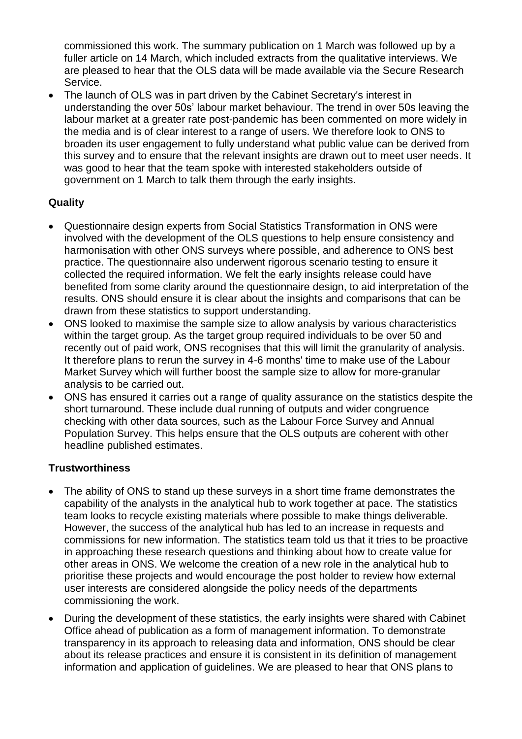commissioned this work. The summary publication on 1 March was followed up by a fuller article on 14 March, which included extracts from the qualitative interviews. We are pleased to hear that the OLS data will be made available via the Secure Research Service.

- The launch of OLS was in part driven by the Cabinet Secretary's interest in understanding the over 50s' labour market behaviour. The trend in over 50s leaving the labour market at a greater rate post-pandemic has been commented on more widely in the media and is of clear interest to a range of users. We therefore look to ONS to broaden its user engagement to fully understand what public value can be derived from this survey and to ensure that the relevant insights are drawn out to meet user needs. It was good to hear that the team spoke with interested stakeholders outside of government on 1 March to talk them through the early insights.

**Quality**

- Questionnaire design experts from Social Statistics Transformation in ONS were involved with the development of the OLS questions to help ensure consistency and harmonisation with other ONS surveys where possible, and adherence to ONS best practice. The questionnaire also underwent rigorous scenario testing to ensure it collected the required information. We felt the early insights release could have benefited from some clarity around the questionnaire design, to aid interpretation of the results. ONS should ensure it is clear about the insights and comparisons that can be drawn from these statistics to support understanding.
- ONS looked to maximise the sample size to allow analysis by various characteristics within the target group. As the target group required individuals to be over 50 and recently out of paid work, ONS recognises that this will limit the granularity of analysis. It therefore plans to rerun the survey in 4-6 months' time to make use of the Labour Market Survey which will further boost the sample size to allow for more-granular analysis to be carried out.
- ONS has ensured it carries out a range of quality assurance on the statistics despite the short turnaround. These include dual running of outputs and wider congruence checking with other data sources, such as the Labour Force Survey and Annual Population Survey. This helps ensure that the OLS outputs are coherent with other headline published estimates.

**Trustworthiness**

- The ability of ONS to stand up these surveys in a short time frame demonstrates the capability of the analysts in the analytical hub to work together at pace. The statistics team looks to recycle existing materials where possible to make things deliverable. However, the success of the analytical hub has led to an increase in requests and commissions for new information. The statistics team told us that it tries to be proactive in approaching these research questions and thinking about how to create value for other areas in ONS. We welcome the creation of a new role in the analytical hub to prioritise these projects and would encourage the post holder to review how external user interests are considered alongside the policy needs of the departments commissioning the work.
- During the development of these statistics, the early insights were shared with Cabinet Office ahead of publication as a form of management information. To demonstrate transparency in its approach to releasing data and information, ONS should be clear about its release practices and ensure it is consistent in its definition of management information and application of guidelines. We are pleased to hear that ONS plans to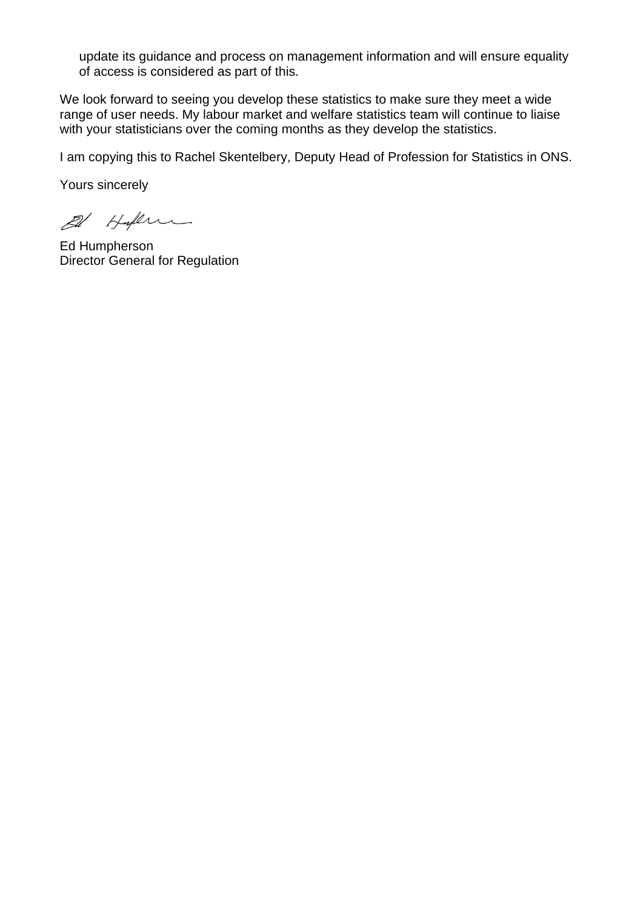update its guidance and process on management information and will ensure equality of access is considered as part of this.

We look forward to seeing you develop these statistics to make sure they meet a wide range of user needs. My labour market and welfare statistics team will continue to liaise with your statisticians over the coming months as they develop the statistics.

I am copying this to Rachel Skentelbery, Deputy Head of Profession for Statistics in ONS.

Yours sincerely

Ed Humpherson
Director General for Regulation